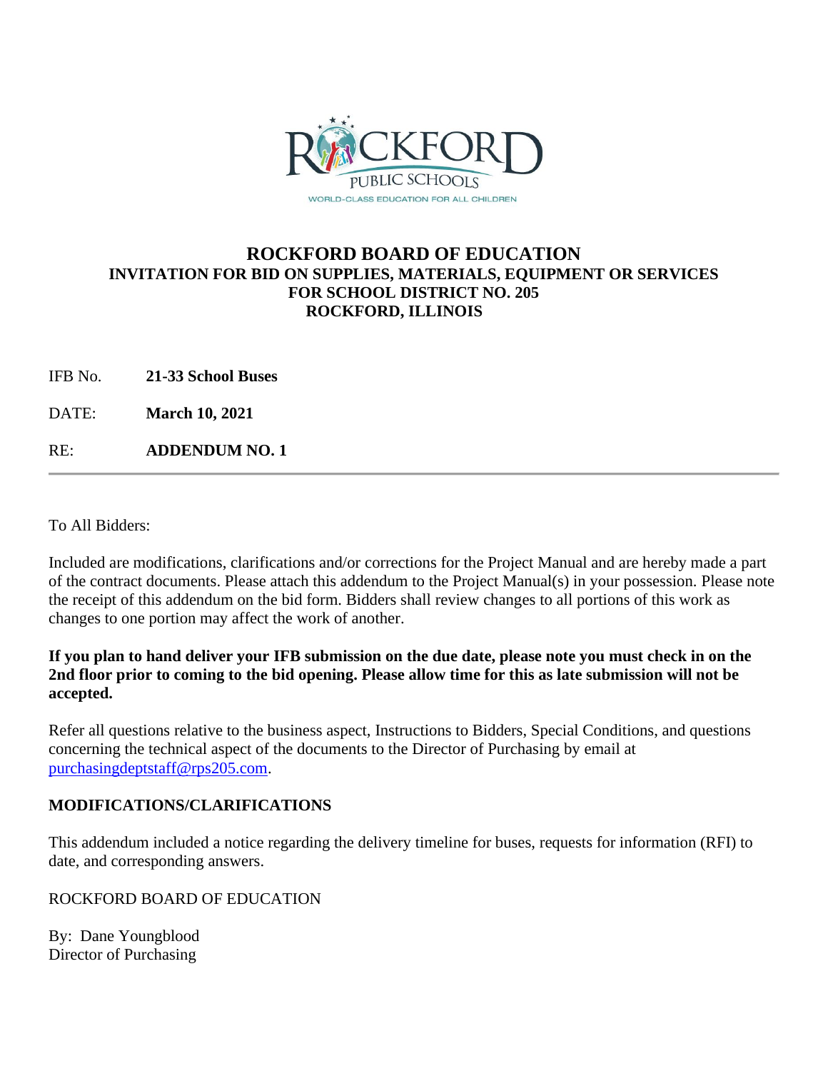# ROCKFORD BOARD OF EDUCATION

## INVITATION FOR BID ON SUPPLIES, MATERIALS, EQUIPMENT OR SERVICES FOR SCHOOL DISTRICT NO. 205 ROCKFORD, ILLINOIS

IFB No. **21-33 School Buses**

DATE: **March 10, 2021**

RE: **ADDENDUM NO. 1**

---

To All Bidders:

Included are modifications, clarifications and/or corrections for the Project Manual and are hereby made a part of the contract documents. Please attach this addendum to the Project Manual(s) in your possession. Please note the receipt of this addendum on the bid form. Bidders shall review changes to all portions of this work as changes to one portion may affect the work of another.

**If you plan to hand deliver your IFB submission on the due date, please note you must check in on the 2nd floor prior to coming to the bid opening. Please allow time for this as late submission will not be accepted.**

Refer all questions relative to the business aspect, Instructions to Bidders, Special Conditions, and questions concerning the technical aspect of the documents to the Director of Purchasing by email at purchasingdeptstaff@rps205.com.

**MODIFICATIONS/CLARIFICATIONS**

This addendum included a notice regarding the delivery timeline for buses, requests for information (RFI) to date, and corresponding answers.

ROCKFORD BOARD OF EDUCATION

By: Dane Youngblood
Director of Purchasing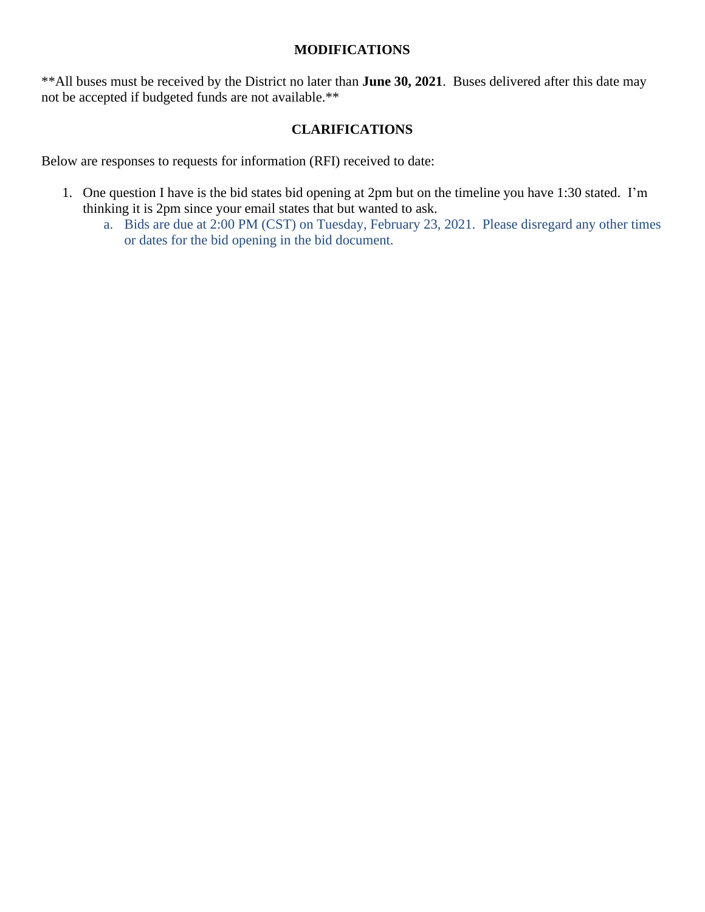## MODIFICATIONS

**All buses must be received by the District no later than **June 30, 2021**. Buses delivered after this date may not be accepted if budgeted funds are not available.**

## CLARIFICATIONS

Below are responses to requests for information (RFI) received to date:

1. One question I have is the bid states bid opening at 2pm but on the timeline you have 1:30 stated. I'm thinking it is 2pm since your email states that but wanted to ask.
    a. Bids are due at 2:00 PM (CST) on Tuesday, February 23, 2021. Please disregard any other times or dates for the bid opening in the bid document.